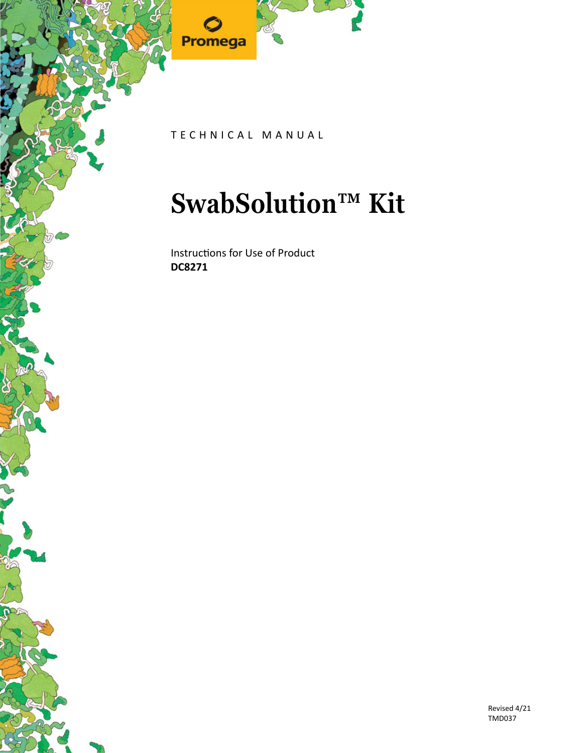Promega

TECHNICAL MANUAL

# SwabSolution™ Kit

Instructions for Use of Product
**DC8271**

Revised 4/21
TMD037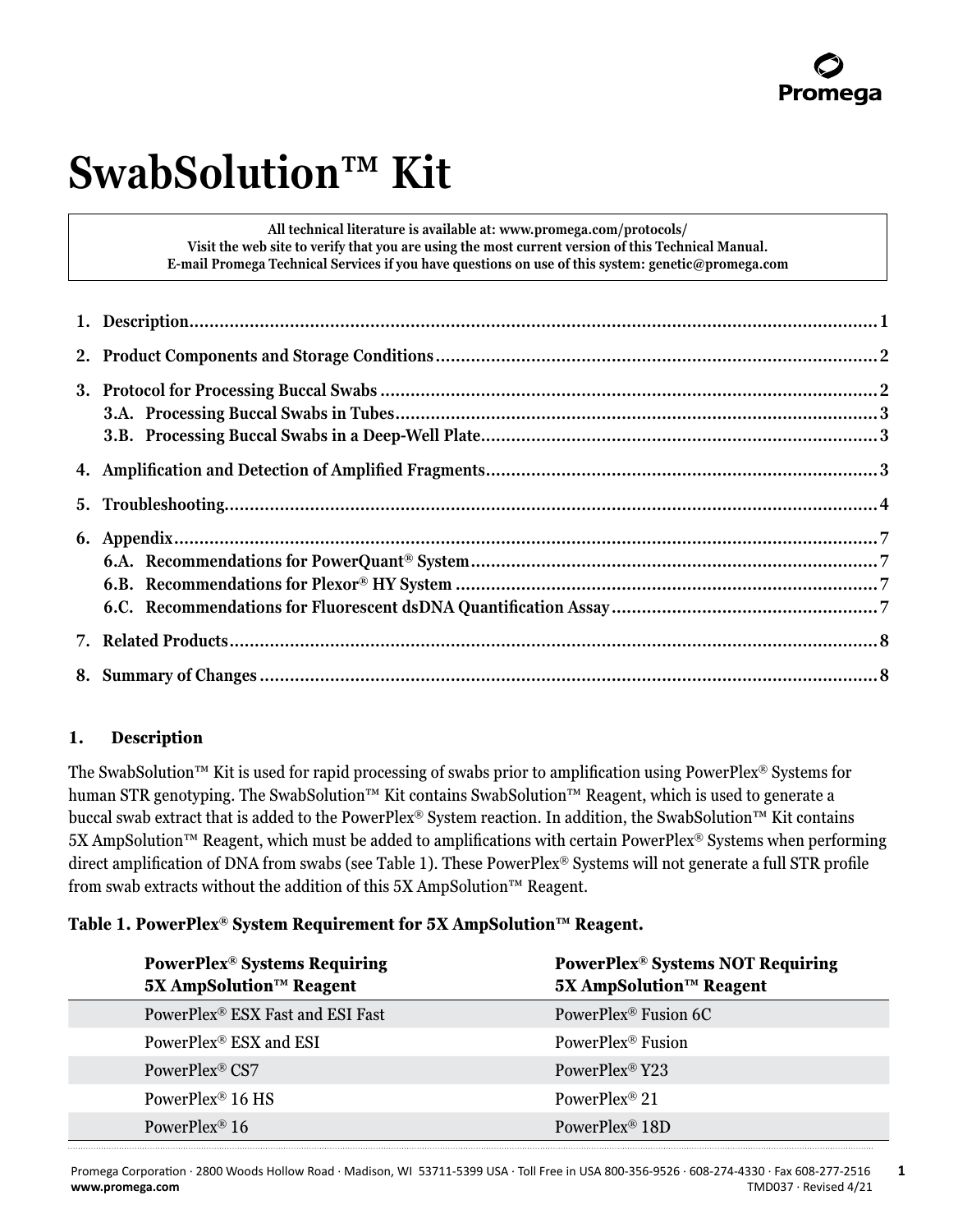# SwabSolution™ Kit

All technical literature is available at: www.promega.com/protocols/
Visit the web site to verify that you are using the most current version of this Technical Manual.
E-mail Promega Technical Services if you have questions on use of this system: genetic@promega.com

1. Description....................................................................................................................................1
2. Product Components and Storage Conditions......................................................................................2
3. Protocol for Processing Buccal Swabs .................................................................................................2
   3.A. Processing Buccal Swabs in Tubes..............................................................................................3
   3.B. Processing Buccal Swabs in a Deep-Well Plate..............................................................................3
4. Amplification and Detection of Amplified Fragments.............................................................................3
5. Troubleshooting...............................................................................................................................4
6. Appendix.........................................................................................................................................7
   6.A. Recommendations for PowerQuant® System................................................................................7
   6.B. Recommendations for Plexor® HY System ...................................................................................7
   6.C. Recommendations for Fluorescent dsDNA Quantification Assay....................................................7
7. Related Products...............................................................................................................................8
8. Summary of Changes .........................................................................................................................8

## 1. Description

The SwabSolution™ Kit is used for rapid processing of swabs prior to amplification using PowerPlex® Systems for human STR genotyping. The SwabSolution™ Kit contains SwabSolution™ Reagent, which is used to generate a buccal swab extract that is added to the PowerPlex® System reaction. In addition, the SwabSolution™ Kit contains 5X AmpSolution™ Reagent, which must be added to amplifications with certain PowerPlex® Systems when performing direct amplification of DNA from swabs (see Table 1). These PowerPlex® Systems will not generate a full STR profile from swab extracts without the addition of this 5X AmpSolution™ Reagent.

**Table 1. PowerPlex® System Requirement for 5X AmpSolution™ Reagent.**

| PowerPlex® Systems Requiring 5X AmpSolution™ Reagent | PowerPlex® Systems NOT Requiring 5X AmpSolution™ Reagent |
|---|---|
| PowerPlex® ESX Fast and ESI Fast | PowerPlex® Fusion 6C |
| PowerPlex® ESX and ESI | PowerPlex® Fusion |
| PowerPlex® CS7 | PowerPlex® Y23 |
| PowerPlex® 16 HS | PowerPlex® 21 |
| PowerPlex® 16 | PowerPlex® 18D |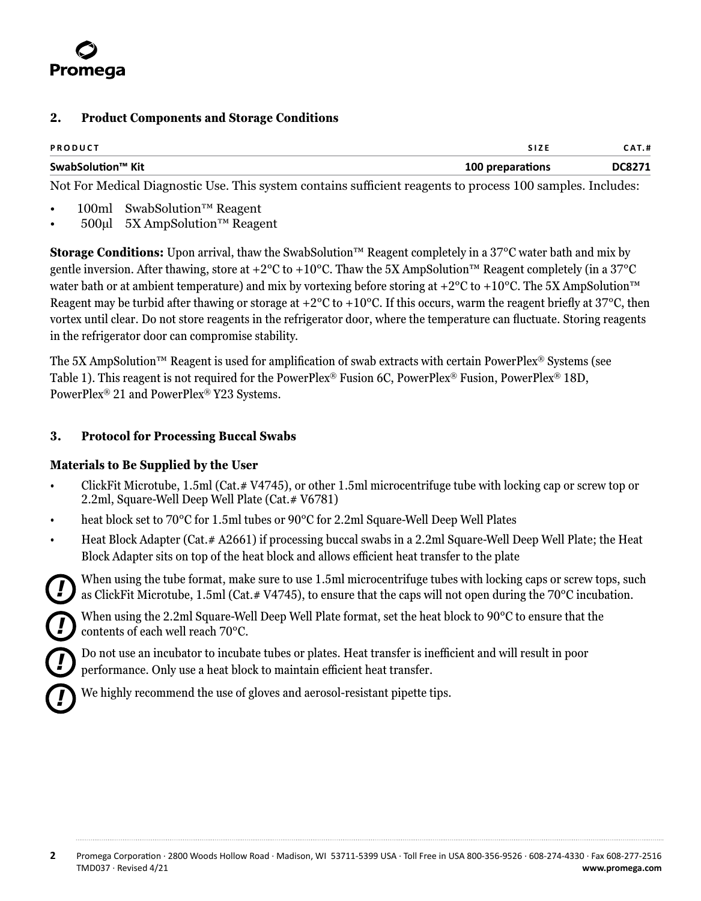## 2. Product Components and Storage Conditions

| PRODUCT | SIZE | CAT.# |
|---|---|---|
| SwabSolution™ Kit | 100 preparations | DC8271 |

Not For Medical Diagnostic Use. This system contains sufficient reagents to process 100 samples. Includes:

- 100ml SwabSolution™ Reagent
- 500µl 5X AmpSolution™ Reagent

**Storage Conditions:** Upon arrival, thaw the SwabSolution™ Reagent completely in a 37°C water bath and mix by gentle inversion. After thawing, store at +2°C to +10°C. Thaw the 5X AmpSolution™ Reagent completely (in a 37°C water bath or at ambient temperature) and mix by vortexing before storing at +2°C to +10°C. The 5X AmpSolution™ Reagent may be turbid after thawing or storage at +2°C to +10°C. If this occurs, warm the reagent briefly at 37°C, then vortex until clear. Do not store reagents in the refrigerator door, where the temperature can fluctuate. Storing reagents in the refrigerator door can compromise stability.

The 5X AmpSolution™ Reagent is used for amplification of swab extracts with certain PowerPlex® Systems (see Table 1). This reagent is not required for the PowerPlex® Fusion 6C, PowerPlex® Fusion, PowerPlex® 18D, PowerPlex® 21 and PowerPlex® Y23 Systems.

## 3. Protocol for Processing Buccal Swabs

### Materials to Be Supplied by the User

- ClickFit Microtube, 1.5ml (Cat.# V4745), or other 1.5ml microcentrifuge tube with locking cap or screw top or 2.2ml, Square-Well Deep Well Plate (Cat.# V6781)
- heat block set to 70°C for 1.5ml tubes or 90°C for 2.2ml Square-Well Deep Well Plates
- Heat Block Adapter (Cat.# A2661) if processing buccal swabs in a 2.2ml Square-Well Deep Well Plate; the Heat Block Adapter sits on top of the heat block and allows efficient heat transfer to the plate

**!** When using the tube format, make sure to use 1.5ml microcentrifuge tubes with locking caps or screw tops, such as ClickFit Microtube, 1.5ml (Cat.# V4745), to ensure that the caps will not open during the 70°C incubation.

**!** When using the 2.2ml Square-Well Deep Well Plate format, set the heat block to 90°C to ensure that the contents of each well reach 70°C.

**!** Do not use an incubator to incubate tubes or plates. Heat transfer is inefficient and will result in poor performance. Only use a heat block to maintain efficient heat transfer.

**!** We highly recommend the use of gloves and aerosol-resistant pipette tips.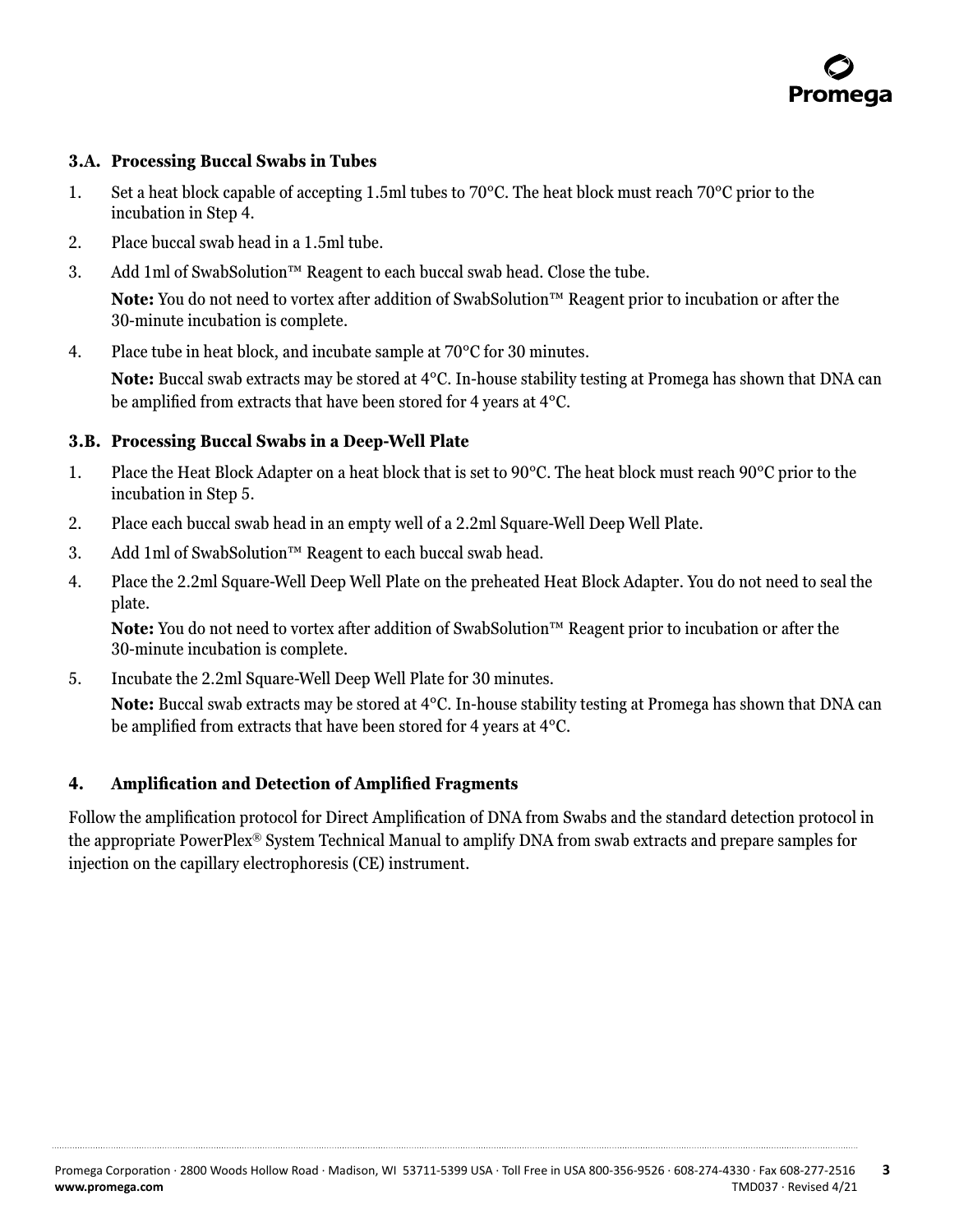### 3.A. Processing Buccal Swabs in Tubes

1. Set a heat block capable of accepting 1.5ml tubes to 70°C. The heat block must reach 70°C prior to the incubation in Step 4.
2. Place buccal swab head in a 1.5ml tube.
3. Add 1ml of SwabSolution™ Reagent to each buccal swab head. Close the tube.

   **Note:** You do not need to vortex after addition of SwabSolution™ Reagent prior to incubation or after the 30-minute incubation is complete.
4. Place tube in heat block, and incubate sample at 70°C for 30 minutes.

   **Note:** Buccal swab extracts may be stored at 4°C. In-house stability testing at Promega has shown that DNA can be amplified from extracts that have been stored for 4 years at 4°C.

### 3.B. Processing Buccal Swabs in a Deep-Well Plate

1. Place the Heat Block Adapter on a heat block that is set to 90°C. The heat block must reach 90°C prior to the incubation in Step 5.
2. Place each buccal swab head in an empty well of a 2.2ml Square-Well Deep Well Plate.
3. Add 1ml of SwabSolution™ Reagent to each buccal swab head.
4. Place the 2.2ml Square-Well Deep Well Plate on the preheated Heat Block Adapter. You do not need to seal the plate.

   **Note:** You do not need to vortex after addition of SwabSolution™ Reagent prior to incubation or after the 30-minute incubation is complete.
5. Incubate the 2.2ml Square-Well Deep Well Plate for 30 minutes.

   **Note:** Buccal swab extracts may be stored at 4°C. In-house stability testing at Promega has shown that DNA can be amplified from extracts that have been stored for 4 years at 4°C.

## 4. Amplification and Detection of Amplified Fragments

Follow the amplification protocol for Direct Amplification of DNA from Swabs and the standard detection protocol in the appropriate PowerPlex® System Technical Manual to amplify DNA from swab extracts and prepare samples for injection on the capillary electrophoresis (CE) instrument.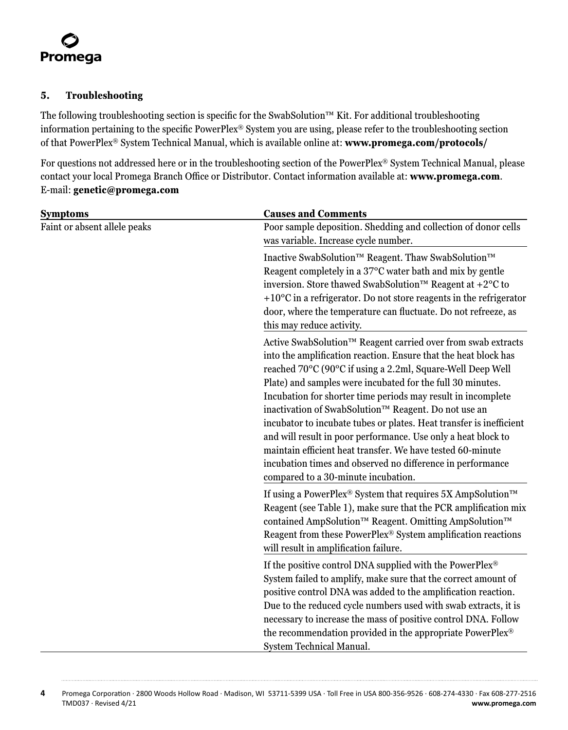## 5. Troubleshooting

The following troubleshooting section is specific for the SwabSolution™ Kit. For additional troubleshooting information pertaining to the specific PowerPlex® System you are using, please refer to the troubleshooting section of that PowerPlex® System Technical Manual, which is available online at: **www.promega.com/protocols/**

For questions not addressed here or in the troubleshooting section of the PowerPlex® System Technical Manual, please contact your local Promega Branch Office or Distributor. Contact information available at: **www.promega.com**. E-mail: **genetic@promega.com**

| Symptoms | Causes and Comments |
| --- | --- |
| Faint or absent allele peaks | Poor sample deposition. Shedding and collection of donor cells was variable. Increase cycle number. |
| | Inactive SwabSolution™ Reagent. Thaw SwabSolution™ Reagent completely in a 37°C water bath and mix by gentle inversion. Store thawed SwabSolution™ Reagent at +2°C to +10°C in a refrigerator. Do not store reagents in the refrigerator door, where the temperature can fluctuate. Do not refreeze, as this may reduce activity. |
| | Active SwabSolution™ Reagent carried over from swab extracts into the amplification reaction. Ensure that the heat block has reached 70°C (90°C if using a 2.2ml, Square-Well Deep Well Plate) and samples were incubated for the full 30 minutes. Incubation for shorter time periods may result in incomplete inactivation of SwabSolution™ Reagent. Do not use an incubator to incubate tubes or plates. Heat transfer is inefficient and will result in poor performance. Use only a heat block to maintain efficient heat transfer. We have tested 60-minute incubation times and observed no difference in performance compared to a 30-minute incubation. |
| | If using a PowerPlex® System that requires 5X AmpSolution™ Reagent (see Table 1), make sure that the PCR amplification mix contained AmpSolution™ Reagent. Omitting AmpSolution™ Reagent from these PowerPlex® System amplification reactions will result in amplification failure. |
| | If the positive control DNA supplied with the PowerPlex® System failed to amplify, make sure that the correct amount of positive control DNA was added to the amplification reaction. Due to the reduced cycle numbers used with swab extracts, it is necessary to increase the mass of positive control DNA. Follow the recommendation provided in the appropriate PowerPlex® System Technical Manual. |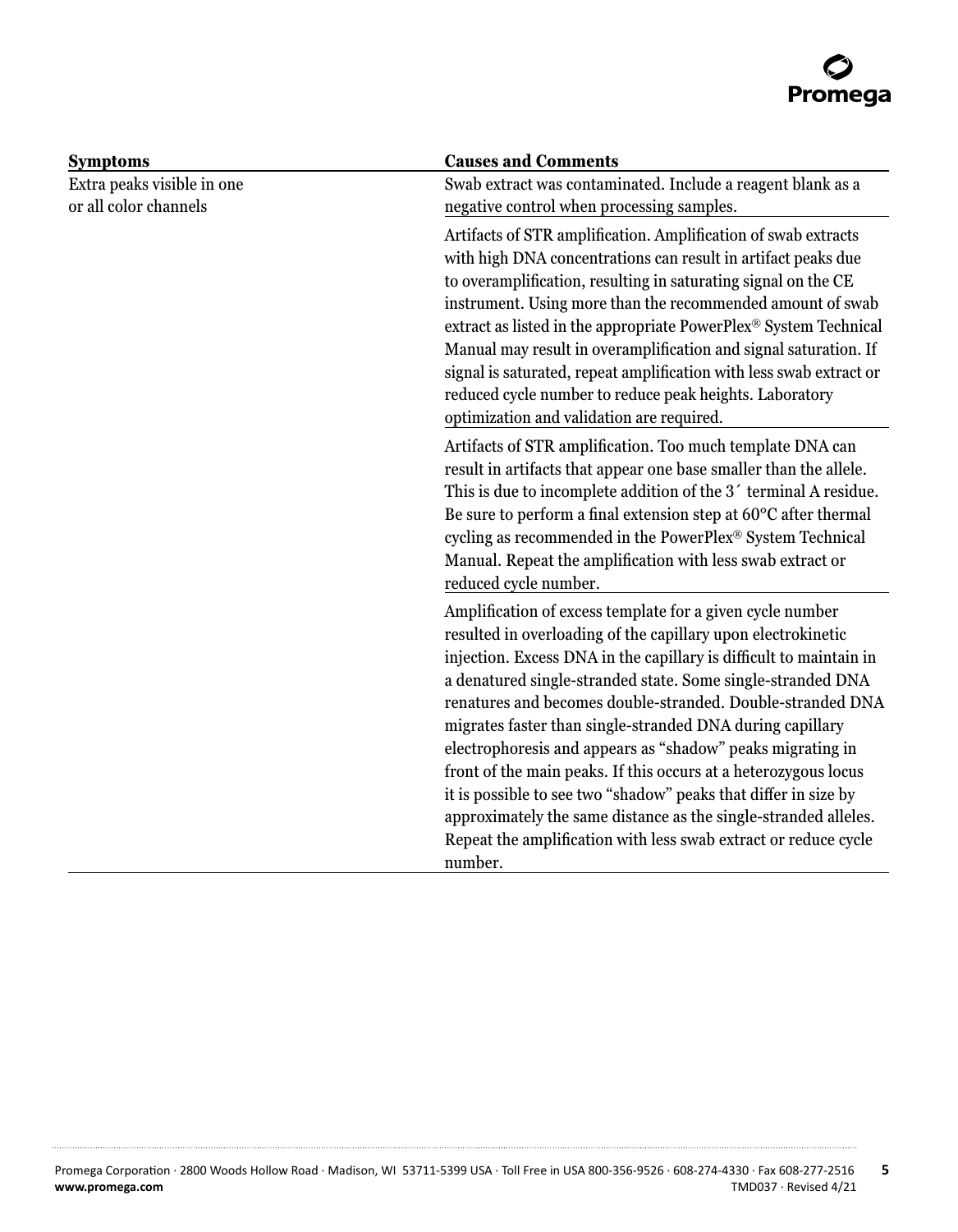| Symptoms | Causes and Comments |
| --- | --- |
| Extra peaks visible in one or all color channels | Swab extract was contaminated. Include a reagent blank as a negative control when processing samples. |
| | Artifacts of STR amplification. Amplification of swab extracts with high DNA concentrations can result in artifact peaks due to overamplification, resulting in saturating signal on the CE instrument. Using more than the recommended amount of swab extract as listed in the appropriate PowerPlex® System Technical Manual may result in overamplification and signal saturation. If signal is saturated, repeat amplification with less swab extract or reduced cycle number to reduce peak heights. Laboratory optimization and validation are required. |
| | Artifacts of STR amplification. Too much template DNA can result in artifacts that appear one base smaller than the allele. This is due to incomplete addition of the 3´ terminal A residue. Be sure to perform a final extension step at 60°C after thermal cycling as recommended in the PowerPlex® System Technical Manual. Repeat the amplification with less swab extract or reduced cycle number. |
| | Amplification of excess template for a given cycle number resulted in overloading of the capillary upon electrokinetic injection. Excess DNA in the capillary is difficult to maintain in a denatured single-stranded state. Some single-stranded DNA renatures and becomes double-stranded. Double-stranded DNA migrates faster than single-stranded DNA during capillary electrophoresis and appears as "shadow" peaks migrating in front of the main peaks. If this occurs at a heterozygous locus it is possible to see two "shadow" peaks that differ in size by approximately the same distance as the single-stranded alleles. Repeat the amplification with less swab extract or reduce cycle number. |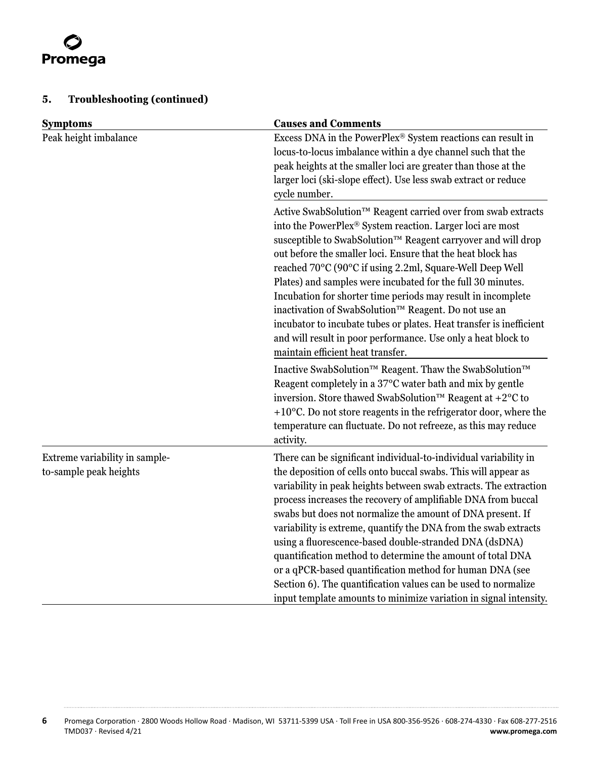## 5. Troubleshooting (continued)

| Symptoms | Causes and Comments |
|---|---|
| Peak height imbalance | Excess DNA in the PowerPlex® System reactions can result in locus-to-locus imbalance within a dye channel such that the peak heights at the smaller loci are greater than those at the larger loci (ski-slope effect). Use less swab extract or reduce cycle number. |
| | Active SwabSolution™ Reagent carried over from swab extracts into the PowerPlex® System reaction. Larger loci are most susceptible to SwabSolution™ Reagent carryover and will drop out before the smaller loci. Ensure that the heat block has reached 70°C (90°C if using 2.2ml, Square-Well Deep Well Plates) and samples were incubated for the full 30 minutes. Incubation for shorter time periods may result in incomplete inactivation of SwabSolution™ Reagent. Do not use an incubator to incubate tubes or plates. Heat transfer is inefficient and will result in poor performance. Use only a heat block to maintain efficient heat transfer. |
| | Inactive SwabSolution™ Reagent. Thaw the SwabSolution™ Reagent completely in a 37°C water bath and mix by gentle inversion. Store thawed SwabSolution™ Reagent at +2°C to +10°C. Do not store reagents in the refrigerator door, where the temperature can fluctuate. Do not refreeze, as this may reduce activity. |
| Extreme variability in sample-to-sample peak heights | There can be significant individual-to-individual variability in the deposition of cells onto buccal swabs. This will appear as variability in peak heights between swab extracts. The extraction process increases the recovery of amplifiable DNA from buccal swabs but does not normalize the amount of DNA present. If variability is extreme, quantify the DNA from the swab extracts using a fluorescence-based double-stranded DNA (dsDNA) quantification method to determine the amount of total DNA or a qPCR-based quantification method for human DNA (see Section 6). The quantification values can be used to normalize input template amounts to minimize variation in signal intensity. |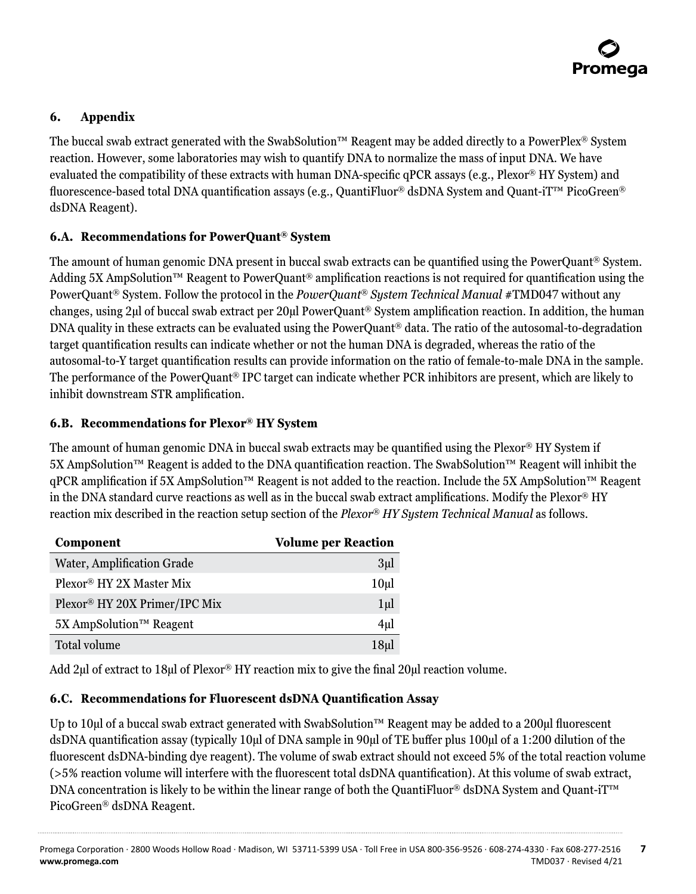## 6. Appendix

The buccal swab extract generated with the SwabSolution™ Reagent may be added directly to a PowerPlex® System reaction. However, some laboratories may wish to quantify DNA to normalize the mass of input DNA. We have evaluated the compatibility of these extracts with human DNA-specific qPCR assays (e.g., Plexor® HY System) and fluorescence-based total DNA quantification assays (e.g., QuantiFluor® dsDNA System and Quant-iT™ PicoGreen® dsDNA Reagent).

### 6.A. Recommendations for PowerQuant® System

The amount of human genomic DNA present in buccal swab extracts can be quantified using the PowerQuant® System. Adding 5X AmpSolution™ Reagent to PowerQuant® amplification reactions is not required for quantification using the PowerQuant® System. Follow the protocol in the *PowerQuant® System Technical Manual* #TMD047 without any changes, using 2µl of buccal swab extract per 20µl PowerQuant® System amplification reaction. In addition, the human DNA quality in these extracts can be evaluated using the PowerQuant® data. The ratio of the autosomal-to-degradation target quantification results can indicate whether or not the human DNA is degraded, whereas the ratio of the autosomal-to-Y target quantification results can provide information on the ratio of female-to-male DNA in the sample. The performance of the PowerQuant® IPC target can indicate whether PCR inhibitors are present, which are likely to inhibit downstream STR amplification.

### 6.B. Recommendations for Plexor® HY System

The amount of human genomic DNA in buccal swab extracts may be quantified using the Plexor® HY System if 5X AmpSolution™ Reagent is added to the DNA quantification reaction. The SwabSolution™ Reagent will inhibit the qPCR amplification if 5X AmpSolution™ Reagent is not added to the reaction. Include the 5X AmpSolution™ Reagent in the DNA standard curve reactions as well as in the buccal swab extract amplifications. Modify the Plexor® HY reaction mix described in the reaction setup section of the *Plexor® HY System Technical Manual* as follows.

| Component | Volume per Reaction |
|---|---:|
| Water, Amplification Grade | 3µl |
| Plexor® HY 2X Master Mix | 10µl |
| Plexor® HY 20X Primer/IPC Mix | 1µl |
| 5X AmpSolution™ Reagent | 4µl |
| Total volume | 18µl |

Add 2µl of extract to 18µl of Plexor® HY reaction mix to give the final 20µl reaction volume.

### 6.C. Recommendations for Fluorescent dsDNA Quantification Assay

Up to 10µl of a buccal swab extract generated with SwabSolution™ Reagent may be added to a 200µl fluorescent dsDNA quantification assay (typically 10µl of DNA sample in 90µl of TE buffer plus 100µl of a 1:200 dilution of the fluorescent dsDNA-binding dye reagent). The volume of swab extract should not exceed 5% of the total reaction volume (>5% reaction volume will interfere with the fluorescent total dsDNA quantification). At this volume of swab extract, DNA concentration is likely to be within the linear range of both the QuantiFluor® dsDNA System and Quant-iT™ PicoGreen® dsDNA Reagent.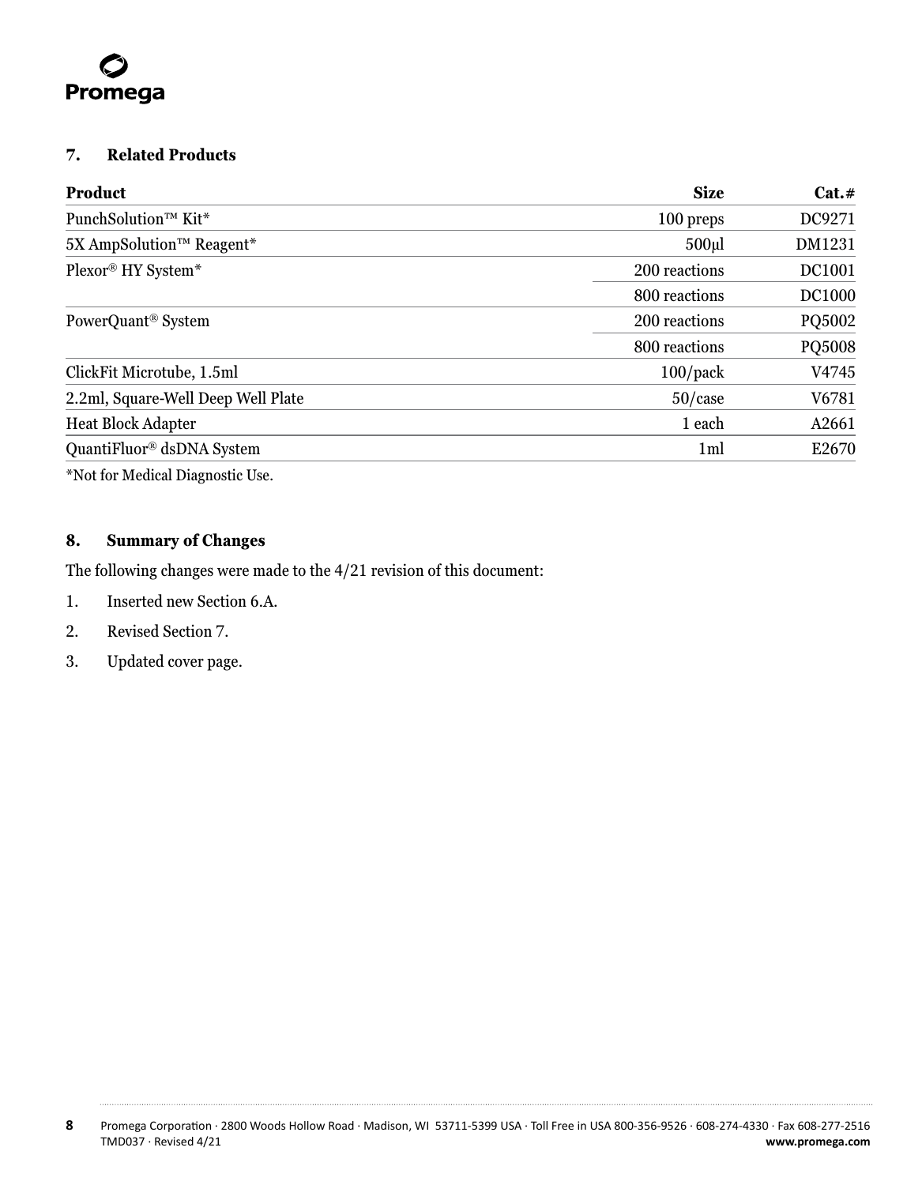## 7. Related Products

| Product | Size | Cat.# |
|---|---|---|
| PunchSolution™ Kit* | 100 preps | DC9271 |
| 5X AmpSolution™ Reagent* | 500µl | DM1231 |
| Plexor® HY System* | 200 reactions | DC1001 |
| | 800 reactions | DC1000 |
| PowerQuant® System | 200 reactions | PQ5002 |
| | 800 reactions | PQ5008 |
| ClickFit Microtube, 1.5ml | 100/pack | V4745 |
| 2.2ml, Square-Well Deep Well Plate | 50/case | V6781 |
| Heat Block Adapter | 1 each | A2661 |
| QuantiFluor® dsDNA System | 1ml | E2670 |

*Not for Medical Diagnostic Use.

## 8. Summary of Changes

The following changes were made to the 4/21 revision of this document:

1. Inserted new Section 6.A.
2. Revised Section 7.
3. Updated cover page.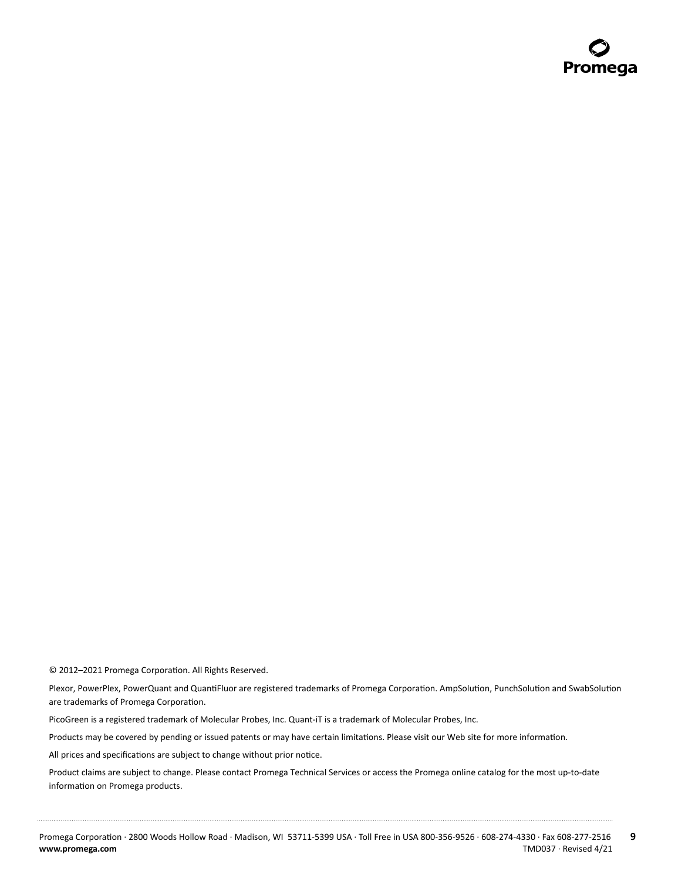© 2012–2021 Promega Corporation. All Rights Reserved.

Plexor, PowerPlex, PowerQuant and QuantiFluor are registered trademarks of Promega Corporation. AmpSolution, PunchSolution and SwabSolution are trademarks of Promega Corporation.

PicoGreen is a registered trademark of Molecular Probes, Inc. Quant-iT is a trademark of Molecular Probes, Inc.

Products may be covered by pending or issued patents or may have certain limitations. Please visit our Web site for more information.

All prices and specifications are subject to change without prior notice.

Product claims are subject to change. Please contact Promega Technical Services or access the Promega online catalog for the most up-to-date information on Promega products.